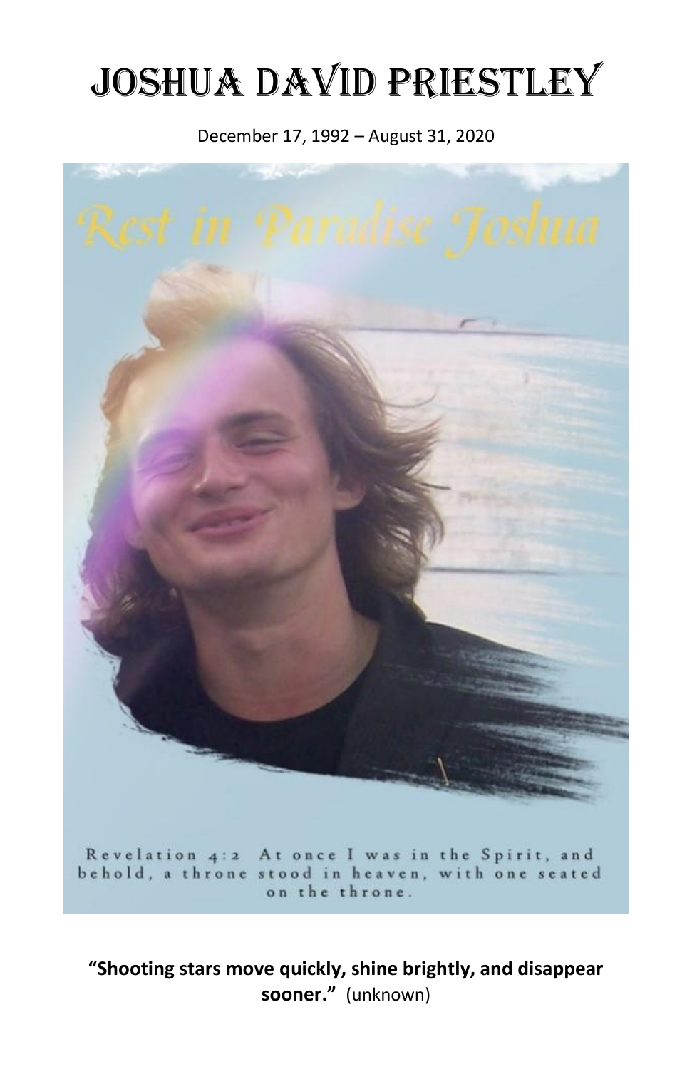# JOSHUA DAVID PRIESTLEY

December 17, 1992 – August 31, 2020

Rest in Paradise Joshua

Revelation 4:2 At once I was in the Spirit, and behold, a throne stood in heaven, with one seated on the throne.

**"Shooting stars move quickly, shine brightly, and disappear sooner."** (unknown)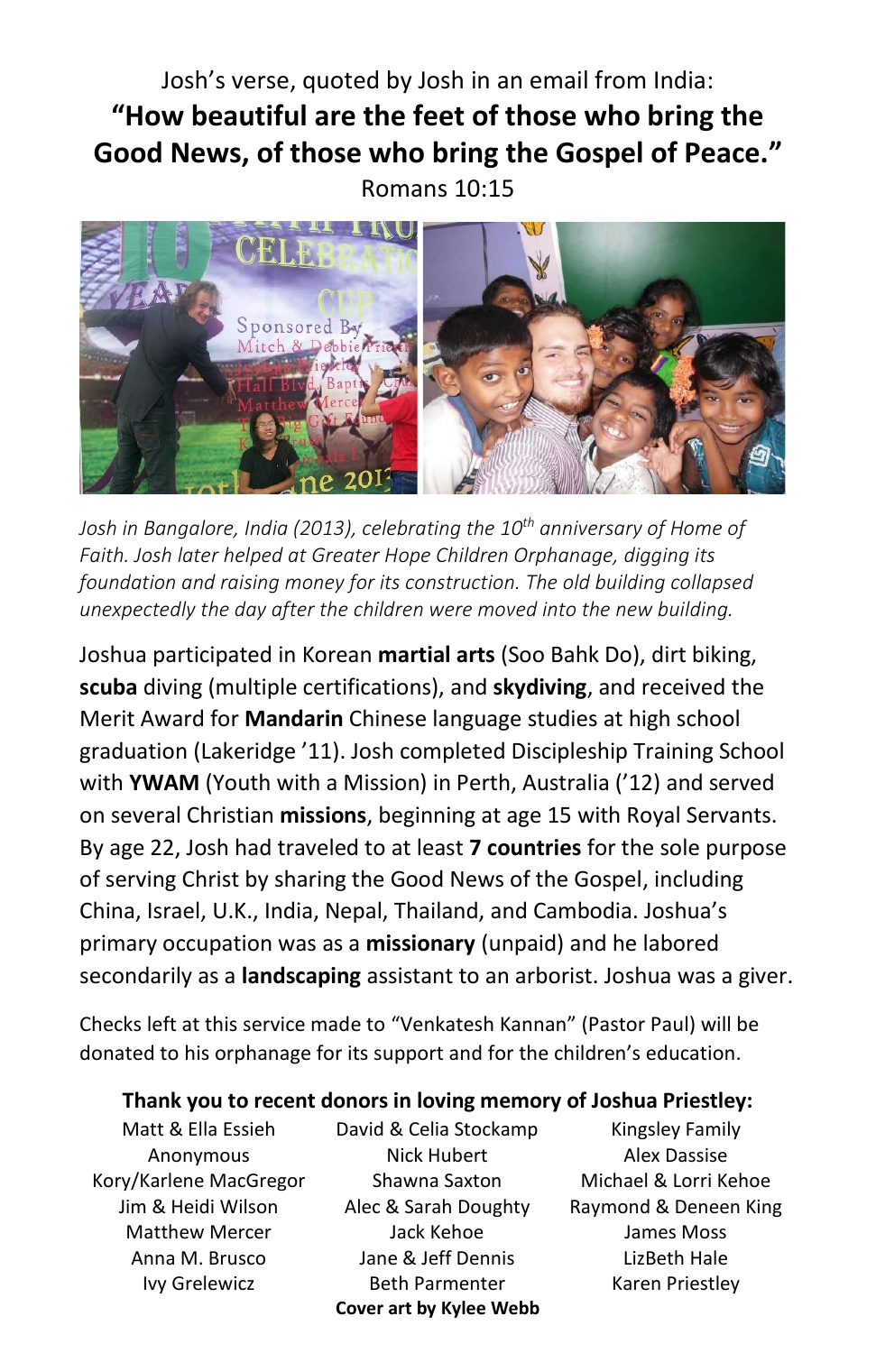Josh's verse, quoted by Josh in an email from India:

**"How beautiful are the feet of those who bring the Good News, of those who bring the Gospel of Peace."**

Romans 10:15

*Josh in Bangalore, India (2013), celebrating the 10th anniversary of Home of Faith. Josh later helped at Greater Hope Children Orphanage, digging its foundation and raising money for its construction. The old building collapsed unexpectedly the day after the children were moved into the new building.*

Joshua participated in Korean **martial arts** (Soo Bahk Do), dirt biking, **scuba** diving (multiple certifications), and **skydiving**, and received the Merit Award for **Mandarin** Chinese language studies at high school graduation (Lakeridge '11). Josh completed Discipleship Training School with **YWAM** (Youth with a Mission) in Perth, Australia ('12) and served on several Christian **missions**, beginning at age 15 with Royal Servants. By age 22, Josh had traveled to at least **7 countries** for the sole purpose of serving Christ by sharing the Good News of the Gospel, including China, Israel, U.K., India, Nepal, Thailand, and Cambodia. Joshua's primary occupation was as a **missionary** (unpaid) and he labored secondarily as a **landscaping** assistant to an arborist. Joshua was a giver.

Checks left at this service made to "Venkatesh Kannan" (Pastor Paul) will be donated to his orphanage for its support and for the children's education.

**Thank you to recent donors in loving memory of Joshua Priestley:**

Matt & Ella Essieh
Anonymous
Kory/Karlene MacGregor
Jim & Heidi Wilson
Matthew Mercer
Anna M. Brusco
Ivy Grelewicz
David & Celia Stockamp
Nick Hubert
Shawna Saxton
Alec & Sarah Doughty
Jack Kehoe
Jane & Jeff Dennis
Beth Parmenter
Kingsley Family
Alex Dassise
Michael & Lorri Kehoe
Raymond & Deneen King
James Moss
LizBeth Hale
Karen Priestley

**Cover art by Kylee Webb**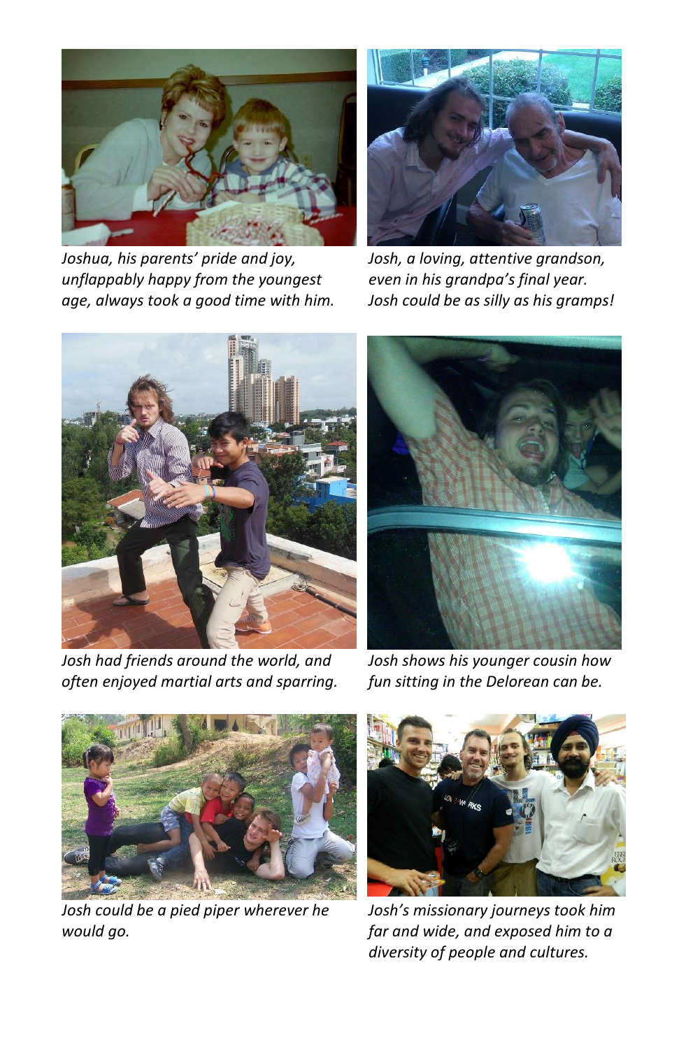*Joshua, his parents' pride and joy, unflappably happy from the youngest age, always took a good time with him.*

*Josh, a loving, attentive grandson, even in his grandpa's final year. Josh could be as silly as his gramps!*

*Josh had friends around the world, and often enjoyed martial arts and sparring.*

*Josh shows his younger cousin how fun sitting in the Delorean can be.*

*Josh could be a pied piper wherever he would go.*

*Josh's missionary journeys took him far and wide, and exposed him to a diversity of people and cultures.*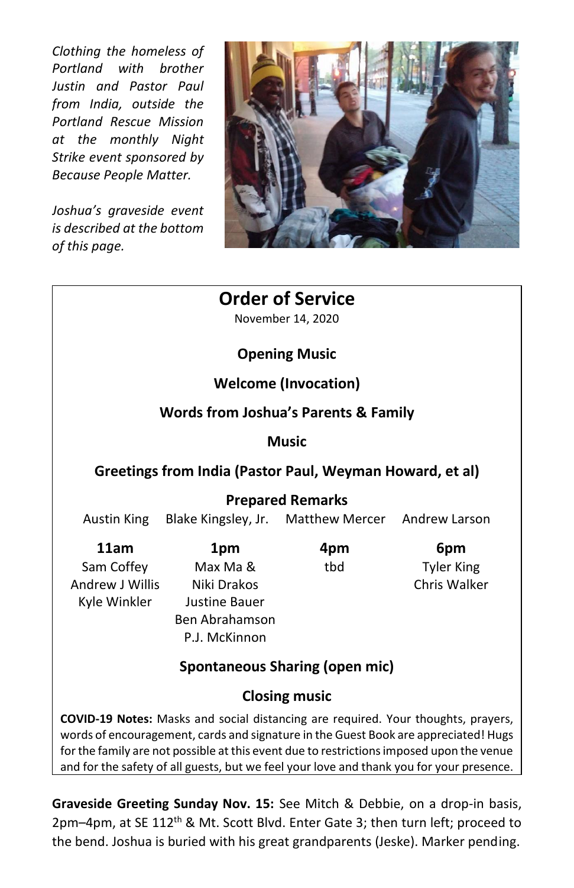*Clothing the homeless of Portland with brother Justin and Pastor Paul from India, outside the Portland Rescue Mission at the monthly Night Strike event sponsored by Because People Matter.*

*Joshua's graveside event is described at the bottom of this page.*

## Order of Service

November 14, 2020

**Opening Music**

**Welcome (Invocation)**

**Words from Joshua's Parents & Family**

**Music**

**Greetings from India (Pastor Paul, Weyman Howard, et al)**

**Prepared Remarks**

Austin King   Blake Kingsley, Jr.   Matthew Mercer   Andrew Larson

| **11am** | **1pm** | **4pm** | **6pm** |
|---|---|---|---|
| Sam Coffey | Max Ma & | tbd | Tyler King |
| Andrew J Willis | Niki Drakos | | Chris Walker |
| Kyle Winkler | Justine Bauer | | |
| | Ben Abrahamson | | |
| | P.J. McKinnon | | |

**Spontaneous Sharing (open mic)**

**Closing music**

**COVID-19 Notes:** Masks and social distancing are required. Your thoughts, prayers, words of encouragement, cards and signature in the Guest Book are appreciated! Hugs for the family are not possible at this event due to restrictions imposed upon the venue and for the safety of all guests, but we feel your love and thank you for your presence.

**Graveside Greeting Sunday Nov. 15:** See Mitch & Debbie, on a drop-in basis, 2pm–4pm, at SE 112th & Mt. Scott Blvd. Enter Gate 3; then turn left; proceed to the bend. Joshua is buried with his great grandparents (Jeske). Marker pending.